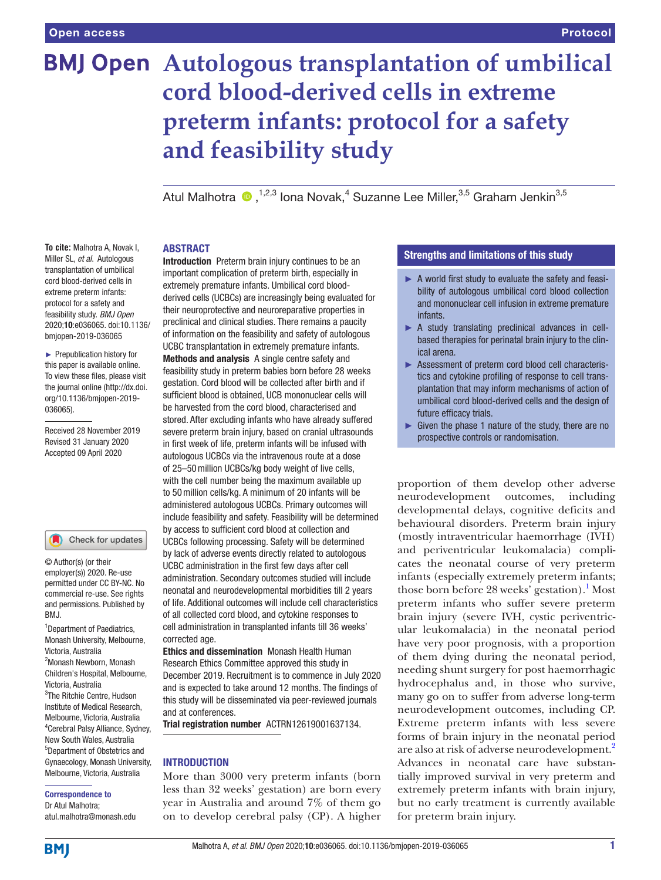Open access

Protocol

# Autologous transplantation of umbilical cord blood-derived cells in extreme preterm infants: protocol for a safety and feasibility study

Atul Malhotra,[1,2,3] Iona Novak,[4] Suzanne Lee Miller,[3,5] Graham Jenkin[3,5]

**To cite:** Malhotra A, Novak I, Miller SL, *et al.* Autologous transplantation of umbilical cord blood-derived cells in extreme preterm infants: protocol for a safety and feasibility study. *BMJ Open* 2020;**10**:e036065. doi:10.1136/bmjopen-2019-036065

► Prepublication history for this paper is available online. To view these files, please visit the journal online (http://dx.doi.org/10.1136/bmjopen-2019-036065).

Received 28 November 2019
Revised 31 January 2020
Accepted 09 April 2020

© Author(s) (or their employer(s)) 2020. Re-use permitted under CC BY-NC. No commercial re-use. See rights and permissions. Published by BMJ.

[1]Department of Paediatrics, Monash University, Melbourne, Victoria, Australia
[2]Monash Newborn, Monash Children's Hospital, Melbourne, Victoria, Australia
[3]The Ritchie Centre, Hudson Institute of Medical Research, Melbourne, Victoria, Australia
[4]Cerebral Palsy Alliance, Sydney, New South Wales, Australia
[5]Department of Obstetrics and Gynaecology, Monash University, Melbourne, Victoria, Australia

**Correspondence to**
Dr Atul Malhotra;
atul.malhotra@monash.edu

## ABSTRACT

**Introduction** Preterm brain injury continues to be an important complication of preterm birth, especially in extremely premature infants. Umbilical cord blood-derived cells (UCBCs) are increasingly being evaluated for their neuroprotective and neuroreparative properties in preclinical and clinical studies. There remains a paucity of information on the feasibility and safety of autologous UCBC transplantation in extremely premature infants.

**Methods and analysis** A single centre safety and feasibility study in preterm babies born before 28 weeks gestation. Cord blood will be collected after birth and if sufficient blood is obtained, UCB mononuclear cells will be harvested from the cord blood, characterised and stored. After excluding infants who have already suffered severe preterm brain injury, based on cranial ultrasounds in first week of life, preterm infants will be infused with autologous UCBCs via the intravenous route at a dose of 25–50 million UCBCs/kg body weight of live cells, with the cell number being the maximum available up to 50 million cells/kg. A minimum of 20 infants will be administered autologous UCBCs. Primary outcomes will include feasibility and safety. Feasibility will be determined by access to sufficient cord blood at collection and UCBCs following processing. Safety will be determined by lack of adverse events directly related to autologous UCBC administration in the first few days after cell administration. Secondary outcomes studied will include neonatal and neurodevelopmental morbidities till 2 years of life. Additional outcomes will include cell characteristics of all collected cord blood, and cytokine responses to cell administration in transplanted infants till 36 weeks' corrected age.

**Ethics and dissemination** Monash Health Human Research Ethics Committee approved this study in December 2019. Recruitment is to commence in July 2020 and is expected to take around 12 months. The findings of this study will be disseminated via peer-reviewed journals and at conferences.

**Trial registration number** ACTRN12619001637134.

### Strengths and limitations of this study

- ► A world first study to evaluate the safety and feasibility of autologous umbilical cord blood collection and mononuclear cell infusion in extreme premature infants.
- ► A study translating preclinical advances in cell-based therapies for perinatal brain injury to the clinical arena.
- ► Assessment of preterm cord blood cell characteristics and cytokine profiling of response to cell transplantation that may inform mechanisms of action of umbilical cord blood-derived cells and the design of future efficacy trials.
- ► Given the phase 1 nature of the study, there are no prospective controls or randomisation.

## INTRODUCTION

More than 3000 very preterm infants (born less than 32 weeks' gestation) are born every year in Australia and around 7% of them go on to develop cerebral palsy (CP). A higher proportion of them develop other adverse neurodevelopment outcomes, including developmental delays, cognitive deficits and behavioural disorders. Preterm brain injury (mostly intraventricular haemorrhage (IVH) and periventricular leukomalacia) complicates the neonatal course of very preterm infants (especially extremely preterm infants; those born before 28 weeks' gestation).[1] Most preterm infants who suffer severe preterm brain injury (severe IVH, cystic periventricular leukomalacia) in the neonatal period have very poor prognosis, with a proportion of them dying during the neonatal period, needing shunt surgery for post haemorrhagic hydrocephalus and, in those who survive, many go on to suffer from adverse long-term neurodevelopment outcomes, including CP. Extreme preterm infants with less severe forms of brain injury in the neonatal period are also at risk of adverse neurodevelopment.[2] Advances in neonatal care have substantially improved survival in very preterm and extremely preterm infants with brain injury, but no early treatment is currently available for preterm brain injury.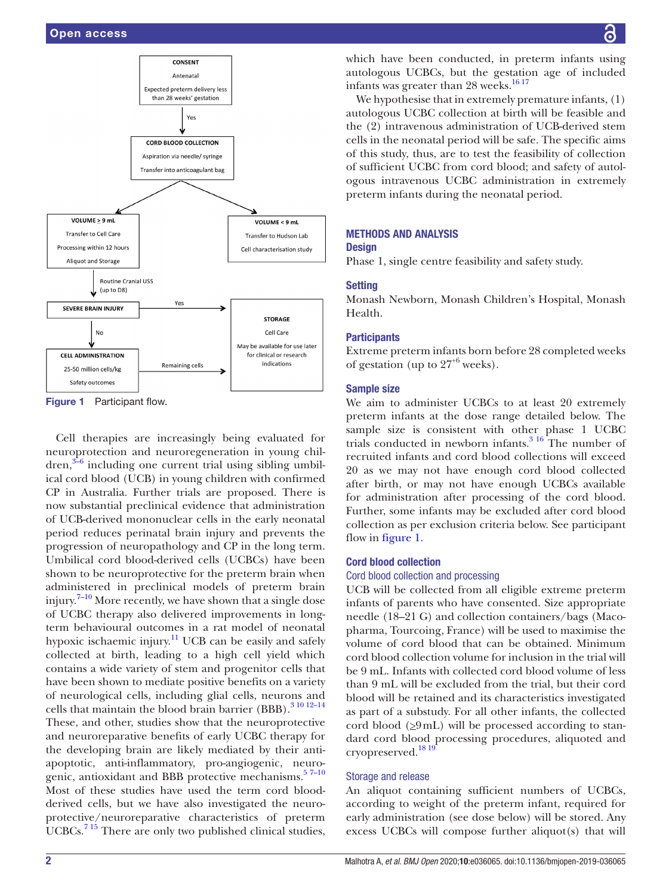CONSENT

Antenatal

Expected preterm delivery less than 28 weeks' gestation

Yes

CORD BLOOD COLLECTION

Aspiration via needle/ syringe

Transfer into anticoagulant bag

VOLUME > 9 mL

Transfer to Cell Care

Processing within 12 hours

Aliquot and Storage

VOLUME < 9 mL

Transfer to Hudson Lab

Cell characterisation study

Routine Cranial USS (up to D8)

SEVERE BRAIN INJURY

Yes

No

STORAGE

Cell Care

May be available for use later for clinical or research indications

CELL ADMINISTRATION

25-50 million cells/kg

Safety outcomes

Remaining cells

**Figure 1** Participant flow.

Cell therapies are increasingly being evaluated for neuroprotection and neuroregeneration in young children,[3–6] including one current trial using sibling umbilical cord blood (UCB) in young children with confirmed CP in Australia. Further trials are proposed. There is now substantial preclinical evidence that administration of UCB-derived mononuclear cells in the early neonatal period reduces perinatal brain injury and prevents the progression of neuropathology and CP in the long term. Umbilical cord blood-derived cells (UCBCs) have been shown to be neuroprotective for the preterm brain when administered in preclinical models of preterm brain injury.[7–10] More recently, we have shown that a single dose of UCBC therapy also delivered improvements in long-term behavioural outcomes in a rat model of neonatal hypoxic ischaemic injury.[11] UCB can be easily and safely collected at birth, leading to a high cell yield which contains a wide variety of stem and progenitor cells that have been shown to mediate positive benefits on a variety of neurological cells, including glial cells, neurons and cells that maintain the blood brain barrier (BBB).[3 10 12–14] These, and other, studies show that the neuroprotective and neuroreparative benefits of early UCBC therapy for the developing brain are likely mediated by their anti-apoptotic, anti-inflammatory, pro-angiogenic, neurogenic, antioxidant and BBB protective mechanisms.[5 7–10] Most of these studies have used the term cord blood-derived cells, but we have also investigated the neuroprotective/neuroreparative characteristics of preterm UCBCs.[7 15] There are only two published clinical studies, which have been conducted, in preterm infants using autologous UCBCs, but the gestation age of included infants was greater than 28 weeks.[16 17]

We hypothesise that in extremely premature infants, (1) autologous UCBC collection at birth will be feasible and the (2) intravenous administration of UCB-derived stem cells in the neonatal period will be safe. The specific aims of this study, thus, are to test the feasibility of collection of sufficient UCBC from cord blood; and safety of autologous intravenous UCBC administration in extremely preterm infants during the neonatal period.

## METHODS AND ANALYSIS

### Design

Phase 1, single centre feasibility and safety study.

### Setting

Monash Newborn, Monash Children's Hospital, Monash Health.

### Participants

Extreme preterm infants born before 28 completed weeks of gestation (up to $27^{+6}$ weeks).

### Sample size

We aim to administer UCBCs to at least 20 extremely preterm infants at the dose range detailed below. The sample size is consistent with other phase 1 UCBC trials conducted in newborn infants.[3 16] The number of recruited infants and cord blood collections will exceed 20 as we may not have enough cord blood collected after birth, or may not have enough UCBCs available for administration after processing of the cord blood. Further, some infants may be excluded after cord blood collection as per exclusion criteria below. See participant flow in figure 1.

### Cord blood collection

#### Cord blood collection and processing

UCB will be collected from all eligible extreme preterm infants of parents who have consented. Size appropriate needle (18–21 G) and collection containers/bags (Macopharma, Tourcoing, France) will be used to maximise the volume of cord blood that can be obtained. Minimum cord blood collection volume for inclusion in the trial will be 9 mL. Infants with collected cord blood volume of less than 9 mL will be excluded from the trial, but their cord blood will be retained and its characteristics investigated as part of a substudy. For all other infants, the collected cord blood (≥9 mL) will be processed according to standard cord blood processing procedures, aliquoted and cryopreserved.[18 19]

#### Storage and release

An aliquot containing sufficient numbers of UCBCs, according to weight of the preterm infant, required for early administration (see dose below) will be stored. Any excess UCBCs will compose further aliquot(s) that will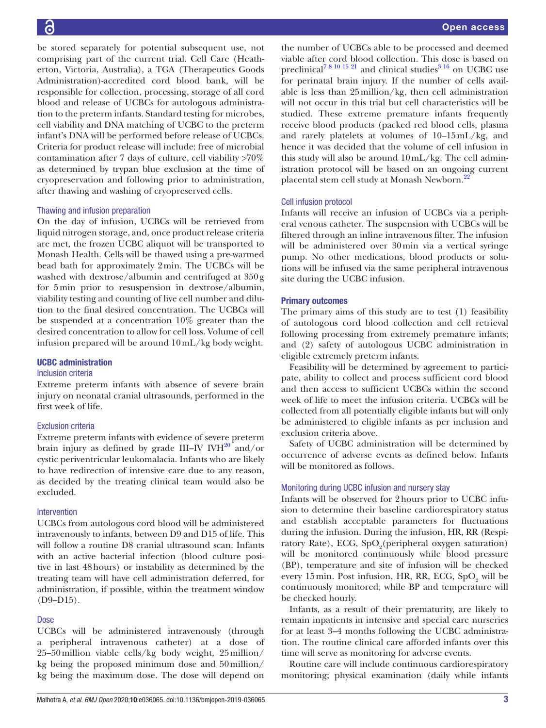be stored separately for potential subsequent use, not comprising part of the current trial. Cell Care (Heatherton, Victoria, Australia), a TGA (Therapeutics Goods Administration)-accredited cord blood bank, will be responsible for collection, processing, storage of all cord blood and release of UCBCs for autologous administration to the preterm infants. Standard testing for microbes, cell viability and DNA matching of UCBC to the preterm infant's DNA will be performed before release of UCBCs. Criteria for product release will include: free of microbial contamination after 7 days of culture, cell viability >70% as determined by trypan blue exclusion at the time of cryopreservation and following prior to administration, after thawing and washing of cryopreserved cells.

### Thawing and infusion preparation

On the day of infusion, UCBCs will be retrieved from liquid nitrogen storage, and, once product release criteria are met, the frozen UCBC aliquot will be transported to Monash Health. Cells will be thawed using a pre-warmed bead bath for approximately 2 min. The UCBCs will be washed with dextrose/albumin and centrifuged at 350 g for 5 min prior to resuspension in dextrose/albumin, viability testing and counting of live cell number and dilution to the final desired concentration. The UCBCs will be suspended at a concentration 10% greater than the desired concentration to allow for cell loss. Volume of cell infusion prepared will be around 10 mL/kg body weight.

## UCBC administration

### Inclusion criteria

Extreme preterm infants with absence of severe brain injury on neonatal cranial ultrasounds, performed in the first week of life.

### Exclusion criteria

Extreme preterm infants with evidence of severe preterm brain injury as defined by grade III–IV IVH[20] and/or cystic periventricular leukomalacia. Infants who are likely to have redirection of intensive care due to any reason, as decided by the treating clinical team would also be excluded.

### Intervention

UCBCs from autologous cord blood will be administered intravenously to infants, between D9 and D15 of life. This will follow a routine D8 cranial ultrasound scan. Infants with an active bacterial infection (blood culture positive in last 48 hours) or instability as determined by the treating team will have cell administration deferred, for administration, if possible, within the treatment window (D9–D15).

### Dose

UCBCs will be administered intravenously (through a peripheral intravenous catheter) at a dose of 25–50 million viable cells/kg body weight, 25 million/kg being the proposed minimum dose and 50 million/kg being the maximum dose. The dose will depend on the number of UCBCs able to be processed and deemed viable after cord blood collection. This dose is based on preclinical[7 8 10 15 21] and clinical studies[3 16] on UCBC use for perinatal brain injury. If the number of cells available is less than 25 million/kg, then cell administration will not occur in this trial but cell characteristics will be studied. These extreme premature infants frequently receive blood products (packed red blood cells, plasma and rarely platelets at volumes of 10–15 mL/kg, and hence it was decided that the volume of cell infusion in this study will also be around 10 mL/kg. The cell administration protocol will be based on an ongoing current placental stem cell study at Monash Newborn.[22]

### Cell infusion protocol

Infants will receive an infusion of UCBCs via a peripheral venous catheter. The suspension with UCBCs will be filtered through an inline intravenous filter. The infusion will be administered over 30 min via a vertical syringe pump. No other medications, blood products or solutions will be infused via the same peripheral intravenous site during the UCBC infusion.

## Primary outcomes

The primary aims of this study are to test (1) feasibility of autologous cord blood collection and cell retrieval following processing from extremely premature infants; and (2) safety of autologous UCBC administration in eligible extremely preterm infants.

Feasibility will be determined by agreement to participate, ability to collect and process sufficient cord blood and then access to sufficient UCBCs within the second week of life to meet the infusion criteria. UCBCs will be collected from all potentially eligible infants but will only be administered to eligible infants as per inclusion and exclusion criteria above.

Safety of UCBC administration will be determined by occurrence of adverse events as defined below. Infants will be monitored as follows.

### Monitoring during UCBC infusion and nursery stay

Infants will be observed for 2 hours prior to UCBC infusion to determine their baseline cardiorespiratory status and establish acceptable parameters for fluctuations during the infusion. During the infusion, HR, RR (Respiratory Rate), ECG, $SpO_2$(peripheral oxygen saturation) will be monitored continuously while blood pressure (BP), temperature and site of infusion will be checked every 15 min. Post infusion, HR, RR, ECG, $SpO_2$ will be continuously monitored, while BP and temperature will be checked hourly.

Infants, as a result of their prematurity, are likely to remain inpatients in intensive and special care nurseries for at least 3–4 months following the UCBC administration. The routine clinical care afforded infants over this time will serve as monitoring for adverse events.

Routine care will include continuous cardiorespiratory monitoring; physical examination (daily while infants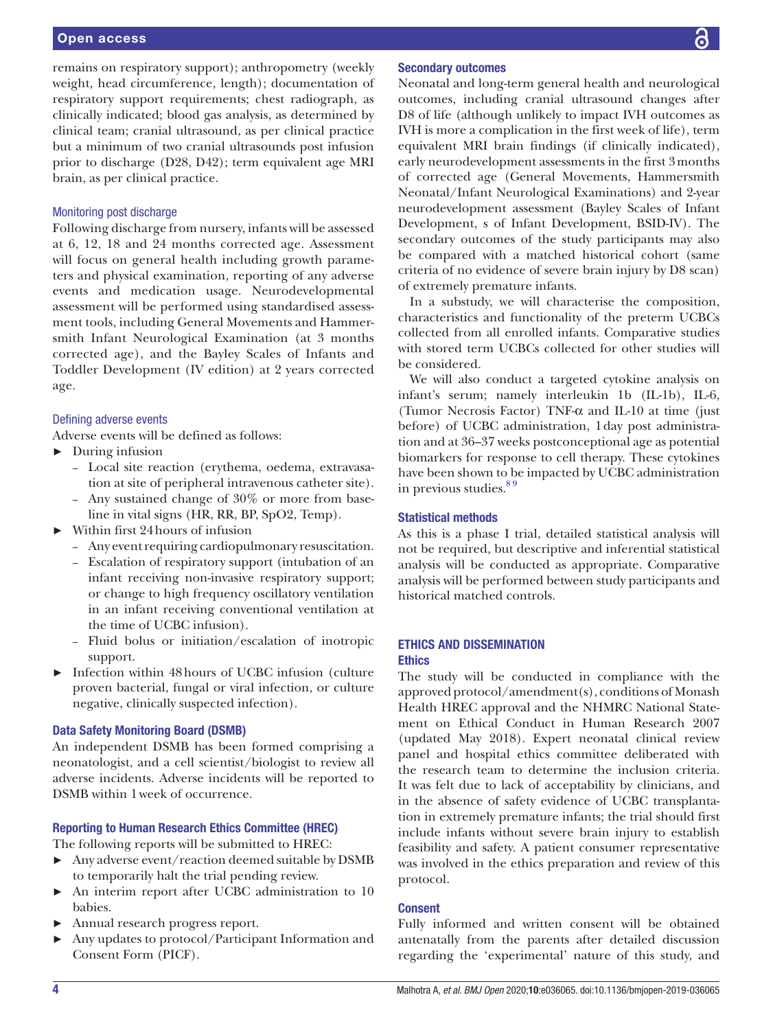remains on respiratory support); anthropometry (weekly weight, head circumference, length); documentation of respiratory support requirements; chest radiograph, as clinically indicated; blood gas analysis, as determined by clinical team; cranial ultrasound, as per clinical practice but a minimum of two cranial ultrasounds post infusion prior to discharge (D28, D42); term equivalent age MRI brain, as per clinical practice.

### Monitoring post discharge

Following discharge from nursery, infants will be assessed at 6, 12, 18 and 24 months corrected age. Assessment will focus on general health including growth parameters and physical examination, reporting of any adverse events and medication usage. Neurodevelopmental assessment will be performed using standardised assessment tools, including General Movements and Hammersmith Infant Neurological Examination (at 3 months corrected age), and the Bayley Scales of Infants and Toddler Development (IV edition) at 2 years corrected age.

### Defining adverse events

Adverse events will be defined as follows:

- During infusion
  - Local site reaction (erythema, oedema, extravasation at site of peripheral intravenous catheter site).
  - Any sustained change of 30% or more from baseline in vital signs (HR, RR, BP, SpO2, Temp).
- Within first 24 hours of infusion
  - Any event requiring cardiopulmonary resuscitation.
  - Escalation of respiratory support (intubation of an infant receiving non-invasive respiratory support; or change to high frequency oscillatory ventilation in an infant receiving conventional ventilation at the time of UCBC infusion).
  - Fluid bolus or initiation/escalation of inotropic support.
- Infection within 48 hours of UCBC infusion (culture proven bacterial, fungal or viral infection, or culture negative, clinically suspected infection).

## Data Safety Monitoring Board (DSMB)

An independent DSMB has been formed comprising a neonatologist, and a cell scientist/biologist to review all adverse incidents. Adverse incidents will be reported to DSMB within 1 week of occurrence.

## Reporting to Human Research Ethics Committee (HREC)

The following reports will be submitted to HREC:

- Any adverse event/reaction deemed suitable by DSMB to temporarily halt the trial pending review.
- An interim report after UCBC administration to 10 babies.
- Annual research progress report.
- Any updates to protocol/Participant Information and Consent Form (PICF).

## Secondary outcomes

Neonatal and long-term general health and neurological outcomes, including cranial ultrasound changes after D8 of life (although unlikely to impact IVH outcomes as IVH is more a complication in the first week of life), term equivalent MRI brain findings (if clinically indicated), early neurodevelopment assessments in the first 3 months of corrected age (General Movements, Hammersmith Neonatal/Infant Neurological Examinations) and 2-year neurodevelopment assessment (Bayley Scales of Infant Development, s of Infant Development, BSID-IV). The secondary outcomes of the study participants may also be compared with a matched historical cohort (same criteria of no evidence of severe brain injury by D8 scan) of extremely premature infants.

In a substudy, we will characterise the composition, characteristics and functionality of the preterm UCBCs collected from all enrolled infants. Comparative studies with stored term UCBCs collected for other studies will be considered.

We will also conduct a targeted cytokine analysis on infant's serum; namely interleukin 1b (IL-1b), IL-6, (Tumor Necrosis Factor) TNF-α and IL-10 at time (just before) of UCBC administration, 1 day post administration and at 36–37 weeks postconceptional age as potential biomarkers for response to cell therapy. These cytokines have been shown to be impacted by UCBC administration in previous studies.[8 9]

## Statistical methods

As this is a phase I trial, detailed statistical analysis will not be required, but descriptive and inferential statistical analysis will be conducted as appropriate. Comparative analysis will be performed between study participants and historical matched controls.

# ETHICS AND DISSEMINATION

## Ethics

The study will be conducted in compliance with the approved protocol/amendment(s), conditions of Monash Health HREC approval and the NHMRC National Statement on Ethical Conduct in Human Research 2007 (updated May 2018). Expert neonatal clinical review panel and hospital ethics committee deliberated with the research team to determine the inclusion criteria. It was felt due to lack of acceptability by clinicians, and in the absence of safety evidence of UCBC transplantation in extremely premature infants; the trial should first include infants without severe brain injury to establish feasibility and safety. A patient consumer representative was involved in the ethics preparation and review of this protocol.

## Consent

Fully informed and written consent will be obtained antenatally from the parents after detailed discussion regarding the 'experimental' nature of this study, and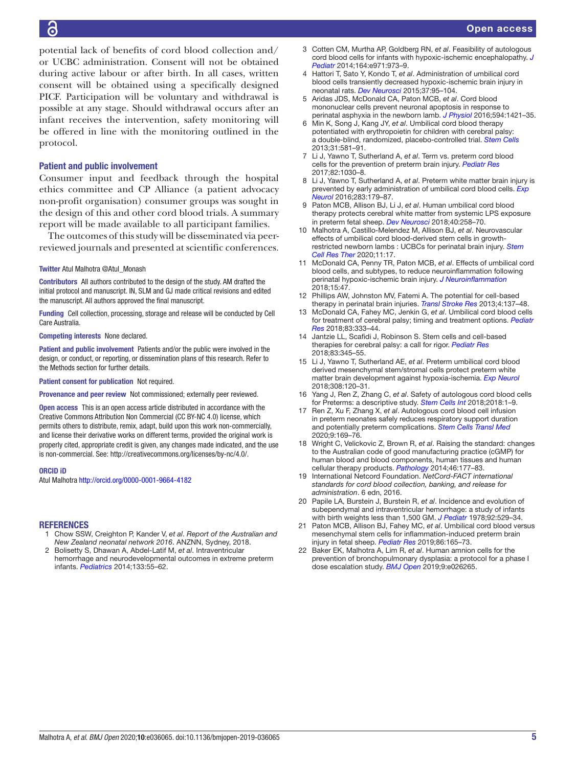potential lack of benefits of cord blood collection and/or UCBC administration. Consent will not be obtained during active labour or after birth. In all cases, written consent will be obtained using a specifically designed PICF. Participation will be voluntary and withdrawal is possible at any stage. Should withdrawal occurs after an infant receives the intervention, safety monitoring will be offered in line with the monitoring outlined in the protocol.

## Patient and public involvement

Consumer input and feedback through the hospital ethics committee and CP Alliance (a patient advocacy non-profit organisation) consumer groups was sought in the design of this and other cord blood trials. A summary report will be made available to all participant families.

The outcomes of this study will be disseminated via peer-reviewed journals and presented at scientific conferences.

**Twitter** Atul Malhotra @Atul_Monash

**Contributors** All authors contributed to the design of the study. AM drafted the initial protocol and manuscript. IN, SLM and GJ made critical revisions and edited the manuscript. All authors approved the final manuscript.

**Funding** Cell collection, processing, storage and release will be conducted by Cell Care Australia.

**Competing interests** None declared.

**Patient and public involvement** Patients and/or the public were involved in the design, or conduct, or reporting, or dissemination plans of this research. Refer to the Methods section for further details.

**Patient consent for publication** Not required.

**Provenance and peer review** Not commissioned; externally peer reviewed.

**Open access** This is an open access article distributed in accordance with the Creative Commons Attribution Non Commercial (CC BY-NC 4.0) license, which permits others to distribute, remix, adapt, build upon this work non-commercially, and license their derivative works on different terms, provided the original work is properly cited, appropriate credit is given, any changes made indicated, and the use is non-commercial. See: http://creativecommons.org/licenses/by-nc/4.0/.

**ORCID iD**

Atul Malhotra http://orcid.org/0000-0001-9664-4182

## REFERENCES

1. Chow SSW, Creighton P, Kander V, *et al*. *Report of the Australian and New Zealand neonatal network 2016*. ANZNN, Sydney, 2018.
2. Bolisetty S, Dhawan A, Abdel-Latif M, *et al*. Intraventricular hemorrhage and neurodevelopmental outcomes in extreme preterm infants. *Pediatrics* 2014;133:55–62.
3. Cotten CM, Murtha AP, Goldberg RN, *et al*. Feasibility of autologous cord blood cells for infants with hypoxic-ischemic encephalopathy. *J Pediatr* 2014;164:e971:973–9.
4. Hattori T, Sato Y, Kondo T, *et al*. Administration of umbilical cord blood cells transiently decreased hypoxic-ischemic brain injury in neonatal rats. *Dev Neurosci* 2015;37:95–104.
5. Aridas JDS, McDonald CA, Paton MCB, *et al*. Cord blood mononuclear cells prevent neuronal apoptosis in response to perinatal asphyxia in the newborn lamb. *J Physiol* 2016;594:1421–35.
6. Min K, Song J, Kang JY, *et al*. Umbilical cord blood therapy potentiated with erythropoietin for children with cerebral palsy: a double-blind, randomized, placebo-controlled trial. *Stem Cells* 2013;31:581–91.
7. Li J, Yawno T, Sutherland A, *et al*. Term vs. preterm cord blood cells for the prevention of preterm brain injury. *Pediatr Res* 2017;82:1030–8.
8. Li J, Yawno T, Sutherland A, *et al*. Preterm white matter brain injury is prevented by early administration of umbilical cord blood cells. *Exp Neurol* 2016;283:179–87.
9. Paton MCB, Allison BJ, Li J, *et al*. Human umbilical cord blood therapy protects cerebral white matter from systemic LPS exposure in preterm fetal sheep. *Dev Neurosci* 2018;40:258–70.
10. Malhotra A, Castillo-Melendez M, Allison BJ, *et al*. Neurovascular effects of umbilical cord blood-derived stem cells in growth-restricted newborn lambs : UCBCs for perinatal brain injury. *Stem Cell Res Ther* 2020;11:17.
11. McDonald CA, Penny TR, Paton MCB, *et al*. Effects of umbilical cord blood cells, and subtypes, to reduce neuroinflammation following perinatal hypoxic-ischemic brain injury. *J Neuroinflammation* 2018;15:47.
12. Phillips AW, Johnston MV, Fatemi A. The potential for cell-based therapy in perinatal brain injuries. *Transl Stroke Res* 2013;4:137–48.
13. McDonald CA, Fahey MC, Jenkin G, *et al*. Umbilical cord blood cells for treatment of cerebral palsy; timing and treatment options. *Pediatr Res* 2018;83:333–44.
14. Jantzie LL, Scafidi J, Robinson S. Stem cells and cell-based therapies for cerebral palsy: a call for rigor. *Pediatr Res* 2018;83:345–55.
15. Li J, Yawno T, Sutherland AE, *et al*. Preterm umbilical cord blood derived mesenchymal stem/stromal cells protect preterm white matter brain development against hypoxia-ischemia. *Exp Neurol* 2018;308:120–31.
16. Yang J, Ren Z, Zhang C, *et al*. Safety of autologous cord blood cells for Preterms: a descriptive study. *Stem Cells Int* 2018;2018:1–9.
17. Ren Z, Xu F, Zhang X, *et al*. Autologous cord blood cell infusion in preterm neonates safely reduces respiratory support duration and potentially preterm complications. *Stem Cells Transl Med* 2020;9:169–76.
18. Wright C, Velickovic Z, Brown R, *et al*. Raising the standard: changes to the Australian code of good manufacturing practice (cGMP) for human blood and blood components, human tissues and human cellular therapy products. *Pathology* 2014;46:177–83.
19. International Netcord Foundation. *NetCord-FACT international standards for cord blood collection, banking, and release for administration*. 6 edn, 2016.
20. Papile LA, Burstein J, Burstein R, *et al*. Incidence and evolution of subependymal and intraventricular hemorrhage: a study of infants with birth weights less than 1,500 GM. *J Pediatr* 1978;92:529–34.
21. Paton MCB, Allison BJ, Fahey MC, *et al*. Umbilical cord blood versus mesenchymal stem cells for inflammation-induced preterm brain injury in fetal sheep. *Pediatr Res* 2019;86:165–73.
22. Baker EK, Malhotra A, Lim R, *et al*. Human amnion cells for the prevention of bronchopulmonary dysplasia: a protocol for a phase I dose escalation study. *BMJ Open* 2019;9:e026265.